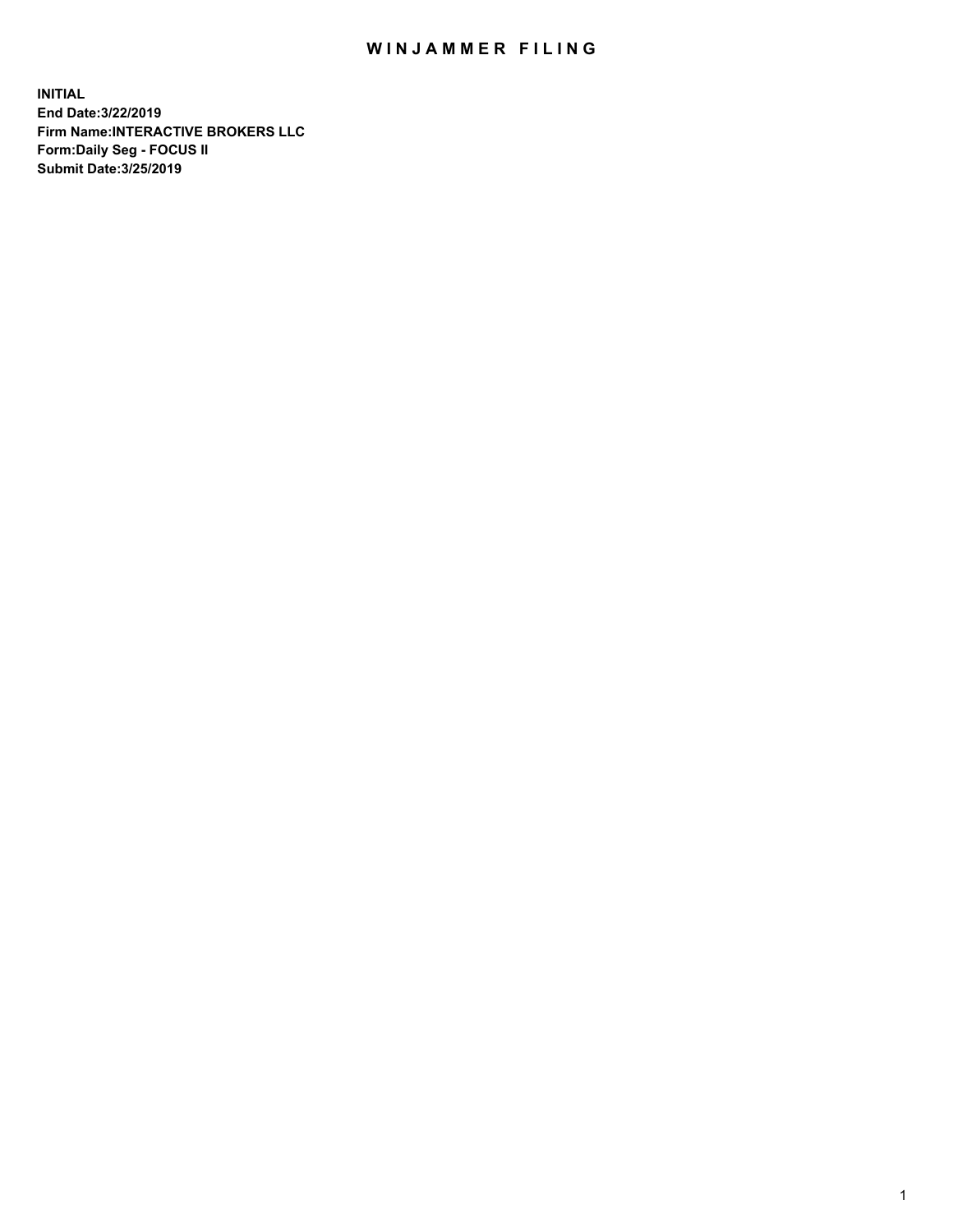# WINJAMMER FILING

**INITIAL**
**End Date:3/22/2019**
**Firm Name:INTERACTIVE BROKERS LLC**
**Form:Daily Seg - FOCUS II**
**Submit Date:3/25/2019**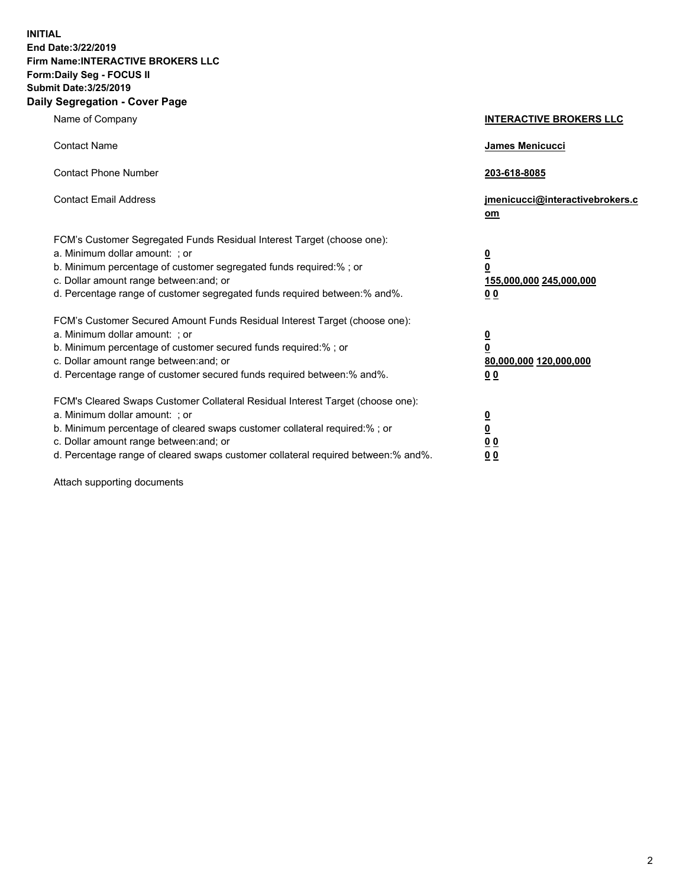**INITIAL**
**End Date:3/22/2019**
**Firm Name:INTERACTIVE BROKERS LLC**
**Form:Daily Seg - FOCUS II**
**Submit Date:3/25/2019**

## Daily Segregation - Cover Page

| | |
|---|---|
| Name of Company | **INTERACTIVE BROKERS LLC** |
| Contact Name | **James Menicucci** |
| Contact Phone Number | **203-618-8085** |
| Contact Email Address | **jmenicucci@interactivebrokers.com** |
| FCM's Customer Segregated Funds Residual Interest Target (choose one): | |
| a. Minimum dollar amount: ; or | **0** |
| b. Minimum percentage of customer segregated funds required:% ; or | **0** |
| c. Dollar amount range between:and; or | **155,000,000 245,000,000** |
| d. Percentage range of customer segregated funds required between:% and%. | **0 0** |
| FCM's Customer Secured Amount Funds Residual Interest Target (choose one): | |
| a. Minimum dollar amount: ; or | **0** |
| b. Minimum percentage of customer secured funds required:% ; or | **0** |
| c. Dollar amount range between:and; or | **80,000,000 120,000,000** |
| d. Percentage range of customer secured funds required between:% and%. | **0 0** |
| FCM's Cleared Swaps Customer Collateral Residual Interest Target (choose one): | |
| a. Minimum dollar amount: ; or | **0** |
| b. Minimum percentage of cleared swaps customer collateral required:% ; or | **0** |
| c. Dollar amount range between:and; or | **0 0** |
| d. Percentage range of cleared swaps customer collateral required between:% and%. | **0 0** |

Attach supporting documents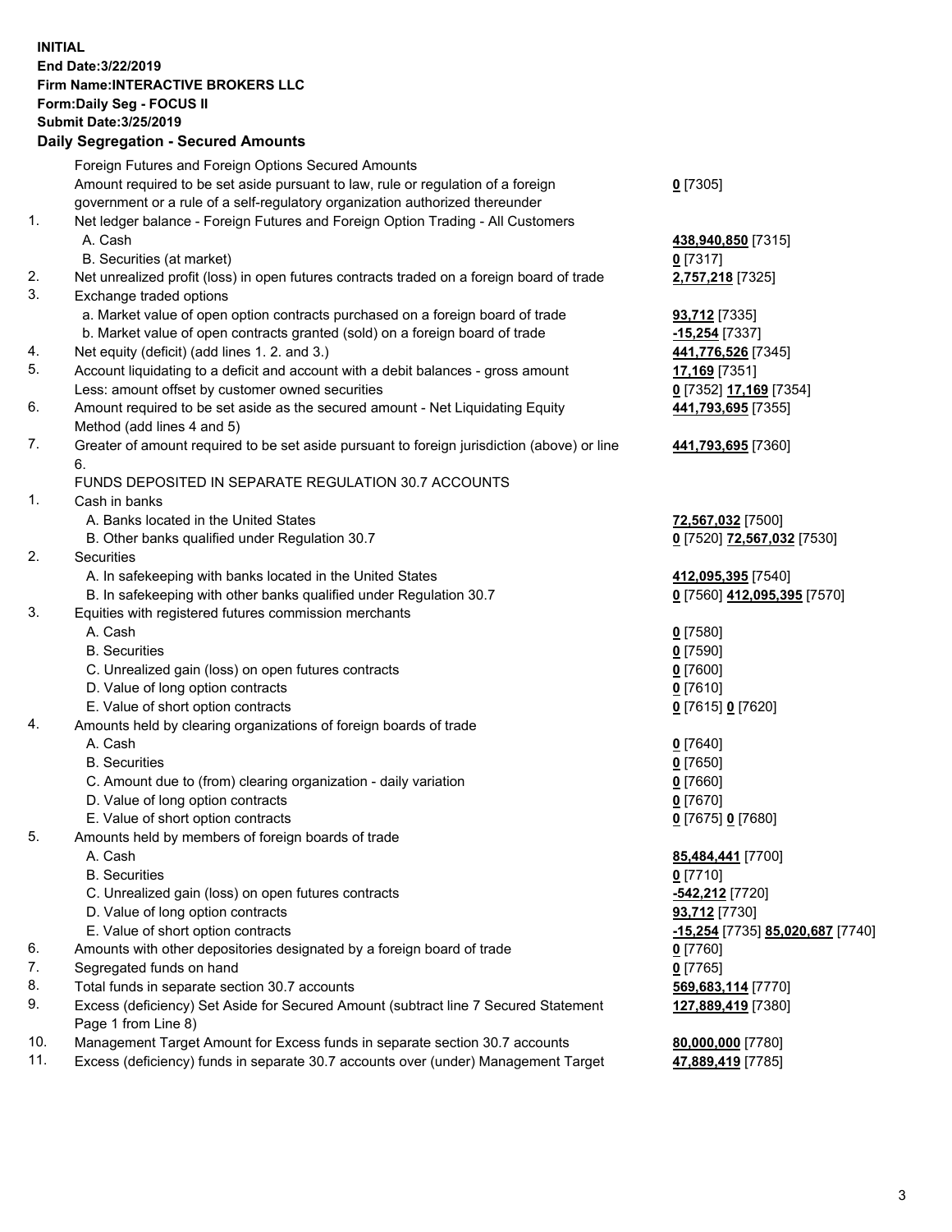**INITIAL**
**End Date:3/22/2019**
**Firm Name:INTERACTIVE BROKERS LLC**
**Form:Daily Seg - FOCUS II**
**Submit Date:3/25/2019**
**Daily Segregation - Secured Amounts**

| | | |
|---|---|---|
| | Foreign Futures and Foreign Options Secured Amounts | |
| | Amount required to be set aside pursuant to law, rule or regulation of a foreign government or a rule of a self-regulatory organization authorized thereunder | **0** [7305] |
| 1. | Net ledger balance - Foreign Futures and Foreign Option Trading - All Customers | |
| | A. Cash | **438,940,850** [7315] |
| | B. Securities (at market) | **0** [7317] |
| 2. | Net unrealized profit (loss) in open futures contracts traded on a foreign board of trade | **2,757,218** [7325] |
| 3. | Exchange traded options | |
| | a. Market value of open option contracts purchased on a foreign board of trade | **93,712** [7335] |
| | b. Market value of open contracts granted (sold) on a foreign board of trade | **-15,254** [7337] |
| 4. | Net equity (deficit) (add lines 1. 2. and 3.) | **441,776,526** [7345] |
| 5. | Account liquidating to a deficit and account with a debit balances - gross amount | **17,169** [7351] |
| | Less: amount offset by customer owned securities | **0** [7352] **17,169** [7354] |
| 6. | Amount required to be set aside as the secured amount - Net Liquidating Equity Method (add lines 4 and 5) | **441,793,695** [7355] |
| 7. | Greater of amount required to be set aside pursuant to foreign jurisdiction (above) or line 6. | **441,793,695** [7360] |
| | FUNDS DEPOSITED IN SEPARATE REGULATION 30.7 ACCOUNTS | |
| 1. | Cash in banks | |
| | A. Banks located in the United States | **72,567,032** [7500] |
| | B. Other banks qualified under Regulation 30.7 | **0** [7520] **72,567,032** [7530] |
| 2. | Securities | |
| | A. In safekeeping with banks located in the United States | **412,095,395** [7540] |
| | B. In safekeeping with other banks qualified under Regulation 30.7 | **0** [7560] **412,095,395** [7570] |
| 3. | Equities with registered futures commission merchants | |
| | A. Cash | **0** [7580] |
| | B. Securities | **0** [7590] |
| | C. Unrealized gain (loss) on open futures contracts | **0** [7600] |
| | D. Value of long option contracts | **0** [7610] |
| | E. Value of short option contracts | **0** [7615] **0** [7620] |
| 4. | Amounts held by clearing organizations of foreign boards of trade | |
| | A. Cash | **0** [7640] |
| | B. Securities | **0** [7650] |
| | C. Amount due to (from) clearing organization - daily variation | **0** [7660] |
| | D. Value of long option contracts | **0** [7670] |
| | E. Value of short option contracts | **0** [7675] **0** [7680] |
| 5. | Amounts held by members of foreign boards of trade | |
| | A. Cash | **85,484,441** [7700] |
| | B. Securities | **0** [7710] |
| | C. Unrealized gain (loss) on open futures contracts | **-542,212** [7720] |
| | D. Value of long option contracts | **93,712** [7730] |
| | E. Value of short option contracts | **-15,254** [7735] **85,020,687** [7740] |
| 6. | Amounts with other depositories designated by a foreign board of trade | **0** [7760] |
| 7. | Segregated funds on hand | **0** [7765] |
| 8. | Total funds in separate section 30.7 accounts | **569,683,114** [7770] |
| 9. | Excess (deficiency) Set Aside for Secured Amount (subtract line 7 Secured Statement Page 1 from Line 8) | **127,889,419** [7380] |
| 10. | Management Target Amount for Excess funds in separate section 30.7 accounts | **80,000,000** [7780] |
| 11. | Excess (deficiency) funds in separate 30.7 accounts over (under) Management Target | **47,889,419** [7785] |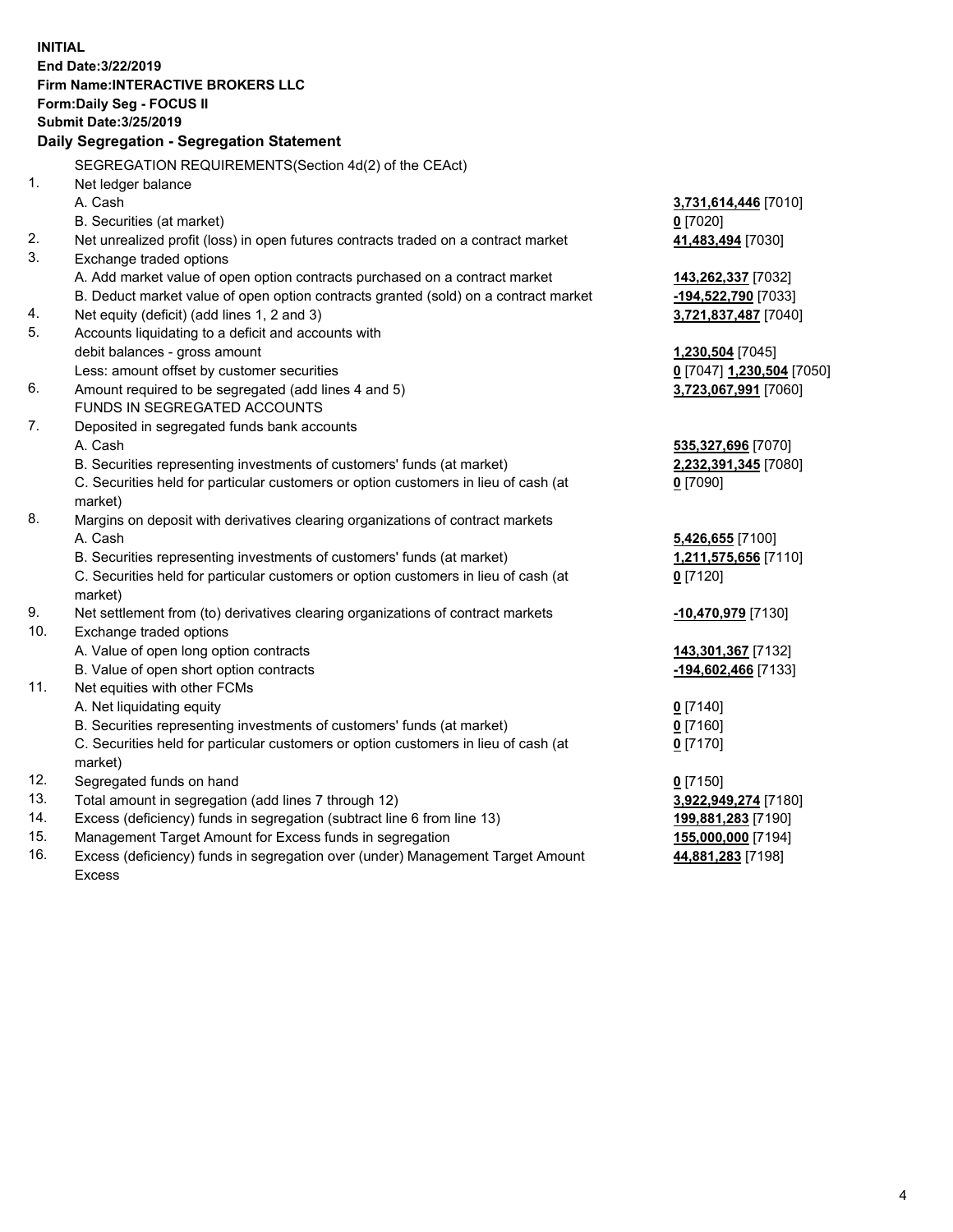**INITIAL**
**End Date:3/22/2019**
**Firm Name:INTERACTIVE BROKERS LLC**
**Form:Daily Seg - FOCUS II**
**Submit Date:3/25/2019**

**Daily Segregation - Segregation Statement**

| | | |
|---|---|---|
| | SEGREGATION REQUIREMENTS(Section 4d(2) of the CEAct) | |
| 1. | Net ledger balance | |
| | A. Cash | **3,731,614,446** [7010] |
| | B. Securities (at market) | **0** [7020] |
| 2. | Net unrealized profit (loss) in open futures contracts traded on a contract market | **41,483,494** [7030] |
| 3. | Exchange traded options | |
| | A. Add market value of open option contracts purchased on a contract market | **143,262,337** [7032] |
| | B. Deduct market value of open option contracts granted (sold) on a contract market | **-194,522,790** [7033] |
| 4. | Net equity (deficit) (add lines 1, 2 and 3) | **3,721,837,487** [7040] |
| 5. | Accounts liquidating to a deficit and accounts with | |
| | debit balances - gross amount | **1,230,504** [7045] |
| | Less: amount offset by customer securities | **0** [7047] **1,230,504** [7050] |
| 6. | Amount required to be segregated (add lines 4 and 5) | **3,723,067,991** [7060] |
| | FUNDS IN SEGREGATED ACCOUNTS | |
| 7. | Deposited in segregated funds bank accounts | |
| | A. Cash | **535,327,696** [7070] |
| | B. Securities representing investments of customers' funds (at market) | **2,232,391,345** [7080] |
| | C. Securities held for particular customers or option customers in lieu of cash (at market) | **0** [7090] |
| 8. | Margins on deposit with derivatives clearing organizations of contract markets | |
| | A. Cash | **5,426,655** [7100] |
| | B. Securities representing investments of customers' funds (at market) | **1,211,575,656** [7110] |
| | C. Securities held for particular customers or option customers in lieu of cash (at market) | **0** [7120] |
| 9. | Net settlement from (to) derivatives clearing organizations of contract markets | **-10,470,979** [7130] |
| 10. | Exchange traded options | |
| | A. Value of open long option contracts | **143,301,367** [7132] |
| | B. Value of open short option contracts | **-194,602,466** [7133] |
| 11. | Net equities with other FCMs | |
| | A. Net liquidating equity | **0** [7140] |
| | B. Securities representing investments of customers' funds (at market) | **0** [7160] |
| | C. Securities held for particular customers or option customers in lieu of cash (at market) | **0** [7170] |
| 12. | Segregated funds on hand | **0** [7150] |
| 13. | Total amount in segregation (add lines 7 through 12) | **3,922,949,274** [7180] |
| 14. | Excess (deficiency) funds in segregation (subtract line 6 from line 13) | **199,881,283** [7190] |
| 15. | Management Target Amount for Excess funds in segregation | **155,000,000** [7194] |
| 16. | Excess (deficiency) funds in segregation over (under) Management Target Amount Excess | **44,881,283** [7198] |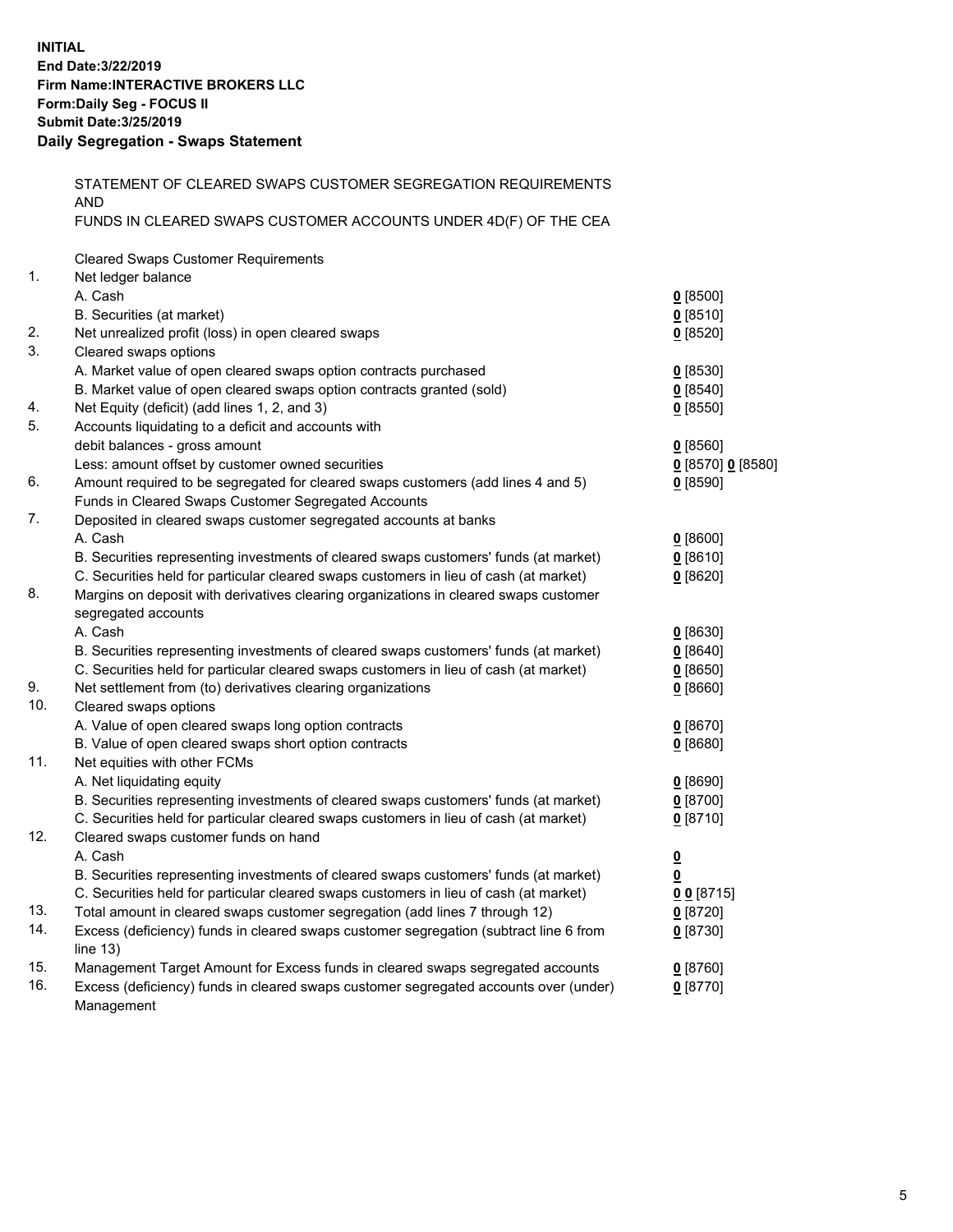**INITIAL**
**End Date:3/22/2019**
**Firm Name:INTERACTIVE BROKERS LLC**
**Form:Daily Seg - FOCUS II**
**Submit Date:3/25/2019**
**Daily Segregation - Swaps Statement**

STATEMENT OF CLEARED SWAPS CUSTOMER SEGREGATION REQUIREMENTS AND FUNDS IN CLEARED SWAPS CUSTOMER ACCOUNTS UNDER 4D(F) OF THE CEA

| | | |
|---|---|---|
| | Cleared Swaps Customer Requirements | |
| 1. | Net ledger balance | |
| | A. Cash | 0 [8500] |
| | B. Securities (at market) | 0 [8510] |
| 2. | Net unrealized profit (loss) in open cleared swaps | 0 [8520] |
| 3. | Cleared swaps options | |
| | A. Market value of open cleared swaps option contracts purchased | 0 [8530] |
| | B. Market value of open cleared swaps option contracts granted (sold) | 0 [8540] |
| 4. | Net Equity (deficit) (add lines 1, 2, and 3) | 0 [8550] |
| 5. | Accounts liquidating to a deficit and accounts with debit balances - gross amount | 0 [8560] |
| | Less: amount offset by customer owned securities | 0 [8570] 0 [8580] |
| 6. | Amount required to be segregated for cleared swaps customers (add lines 4 and 5) | 0 [8590] |
| | Funds in Cleared Swaps Customer Segregated Accounts | |
| 7. | Deposited in cleared swaps customer segregated accounts at banks | |
| | A. Cash | 0 [8600] |
| | B. Securities representing investments of cleared swaps customers' funds (at market) | 0 [8610] |
| | C. Securities held for particular cleared swaps customers in lieu of cash (at market) | 0 [8620] |
| 8. | Margins on deposit with derivatives clearing organizations in cleared swaps customer segregated accounts | |
| | A. Cash | 0 [8630] |
| | B. Securities representing investments of cleared swaps customers' funds (at market) | 0 [8640] |
| | C. Securities held for particular cleared swaps customers in lieu of cash (at market) | 0 [8650] |
| 9. | Net settlement from (to) derivatives clearing organizations | 0 [8660] |
| 10. | Cleared swaps options | |
| | A. Value of open cleared swaps long option contracts | 0 [8670] |
| | B. Value of open cleared swaps short option contracts | 0 [8680] |
| 11. | Net equities with other FCMs | |
| | A. Net liquidating equity | 0 [8690] |
| | B. Securities representing investments of cleared swaps customers' funds (at market) | 0 [8700] |
| | C. Securities held for particular cleared swaps customers in lieu of cash (at market) | 0 [8710] |
| 12. | Cleared swaps customer funds on hand | |
| | A. Cash | 0 |
| | B. Securities representing investments of cleared swaps customers' funds (at market) | 0 |
| | C. Securities held for particular cleared swaps customers in lieu of cash (at market) | 0 0 [8715] |
| 13. | Total amount in cleared swaps customer segregation (add lines 7 through 12) | 0 [8720] |
| 14. | Excess (deficiency) funds in cleared swaps customer segregation (subtract line 6 from line 13) | 0 [8730] |
| 15. | Management Target Amount for Excess funds in cleared swaps segregated accounts | 0 [8760] |
| 16. | Excess (deficiency) funds in cleared swaps customer segregated accounts over (under) Management | 0 [8770] |